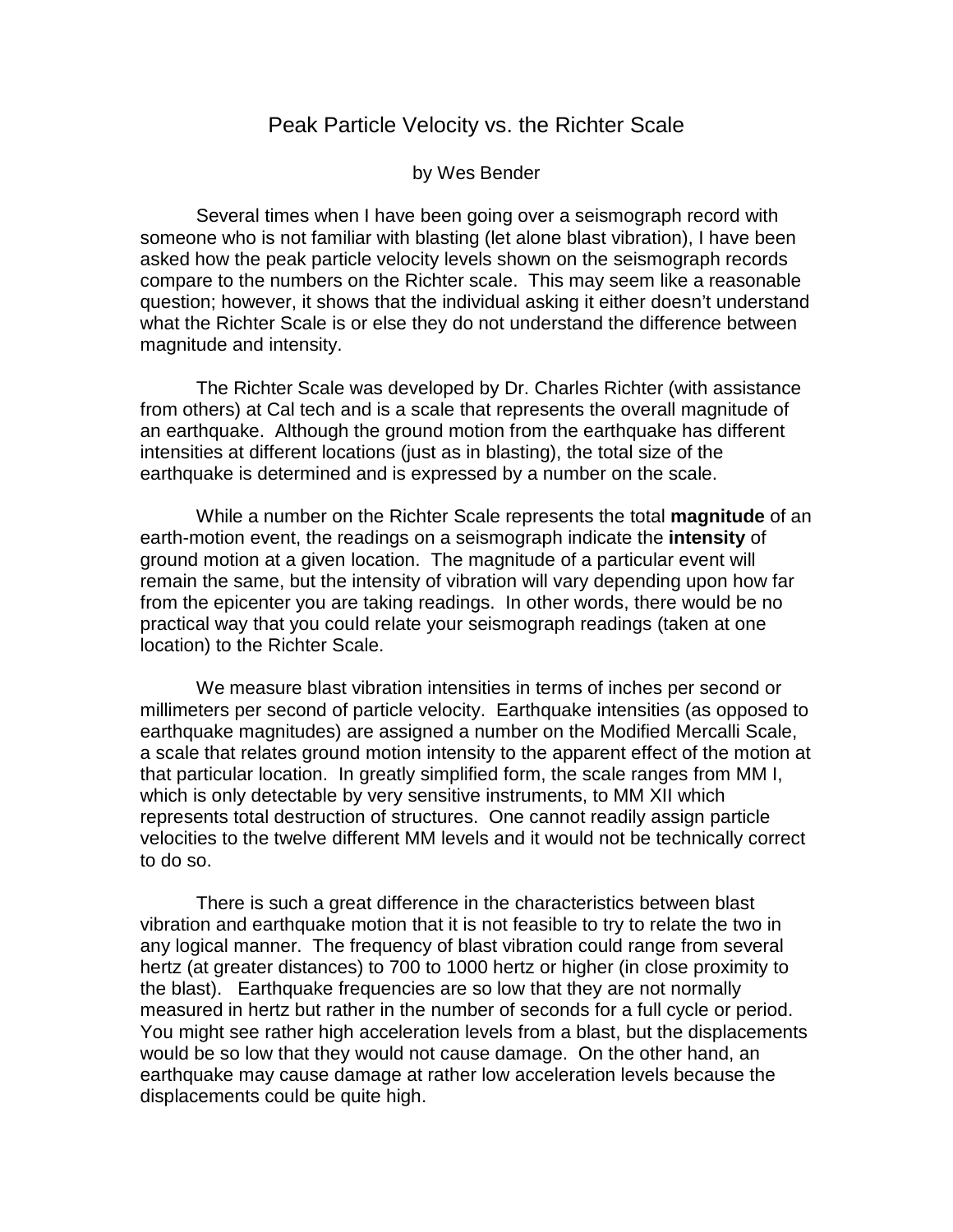# Peak Particle Velocity vs. the Richter Scale

by Wes Bender

Several times when I have been going over a seismograph record with someone who is not familiar with blasting (let alone blast vibration), I have been asked how the peak particle velocity levels shown on the seismograph records compare to the numbers on the Richter scale. This may seem like a reasonable question; however, it shows that the individual asking it either doesn't understand what the Richter Scale is or else they do not understand the difference between magnitude and intensity.

The Richter Scale was developed by Dr. Charles Richter (with assistance from others) at Cal tech and is a scale that represents the overall magnitude of an earthquake. Although the ground motion from the earthquake has different intensities at different locations (just as in blasting), the total size of the earthquake is determined and is expressed by a number on the scale.

While a number on the Richter Scale represents the total **magnitude** of an earth-motion event, the readings on a seismograph indicate the **intensity** of ground motion at a given location. The magnitude of a particular event will remain the same, but the intensity of vibration will vary depending upon how far from the epicenter you are taking readings. In other words, there would be no practical way that you could relate your seismograph readings (taken at one location) to the Richter Scale.

We measure blast vibration intensities in terms of inches per second or millimeters per second of particle velocity. Earthquake intensities (as opposed to earthquake magnitudes) are assigned a number on the Modified Mercalli Scale, a scale that relates ground motion intensity to the apparent effect of the motion at that particular location. In greatly simplified form, the scale ranges from MM I, which is only detectable by very sensitive instruments, to MM XII which represents total destruction of structures. One cannot readily assign particle velocities to the twelve different MM levels and it would not be technically correct to do so.

There is such a great difference in the characteristics between blast vibration and earthquake motion that it is not feasible to try to relate the two in any logical manner. The frequency of blast vibration could range from several hertz (at greater distances) to 700 to 1000 hertz or higher (in close proximity to the blast). Earthquake frequencies are so low that they are not normally measured in hertz but rather in the number of seconds for a full cycle or period. You might see rather high acceleration levels from a blast, but the displacements would be so low that they would not cause damage. On the other hand, an earthquake may cause damage at rather low acceleration levels because the displacements could be quite high.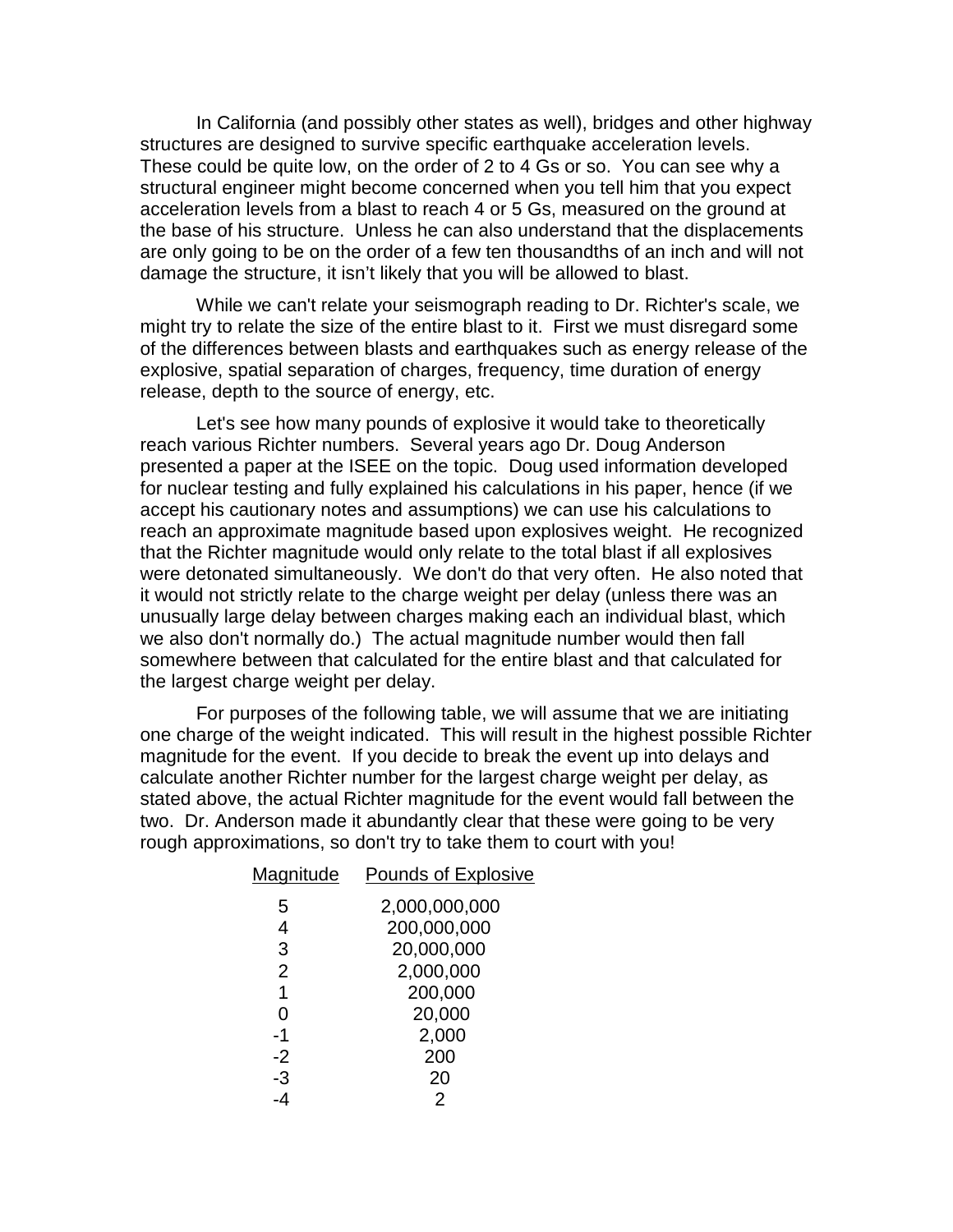In California (and possibly other states as well), bridges and other highway structures are designed to survive specific earthquake acceleration levels. These could be quite low, on the order of 2 to 4 Gs or so. You can see why a structural engineer might become concerned when you tell him that you expect acceleration levels from a blast to reach 4 or 5 Gs, measured on the ground at the base of his structure. Unless he can also understand that the displacements are only going to be on the order of a few ten thousandths of an inch and will not damage the structure, it isn't likely that you will be allowed to blast.

While we can't relate your seismograph reading to Dr. Richter's scale, we might try to relate the size of the entire blast to it. First we must disregard some of the differences between blasts and earthquakes such as energy release of the explosive, spatial separation of charges, frequency, time duration of energy release, depth to the source of energy, etc.

Let's see how many pounds of explosive it would take to theoretically reach various Richter numbers. Several years ago Dr. Doug Anderson presented a paper at the ISEE on the topic. Doug used information developed for nuclear testing and fully explained his calculations in his paper, hence (if we accept his cautionary notes and assumptions) we can use his calculations to reach an approximate magnitude based upon explosives weight. He recognized that the Richter magnitude would only relate to the total blast if all explosives were detonated simultaneously. We don't do that very often. He also noted that it would not strictly relate to the charge weight per delay (unless there was an unusually large delay between charges making each an individual blast, which we also don't normally do.) The actual magnitude number would then fall somewhere between that calculated for the entire blast and that calculated for the largest charge weight per delay.

For purposes of the following table, we will assume that we are initiating one charge of the weight indicated. This will result in the highest possible Richter magnitude for the event. If you decide to break the event up into delays and calculate another Richter number for the largest charge weight per delay, as stated above, the actual Richter magnitude for the event would fall between the two. Dr. Anderson made it abundantly clear that these were going to be very rough approximations, so don't try to take them to court with you!

| Magnitude | Pounds of Explosive |
|---|---|
| 5 | 2,000,000,000 |
| 4 | 200,000,000 |
| 3 | 20,000,000 |
| 2 | 2,000,000 |
| 1 | 200,000 |
| 0 | 20,000 |
| -1 | 2,000 |
| -2 | 200 |
| -3 | 20 |
| -4 | 2 |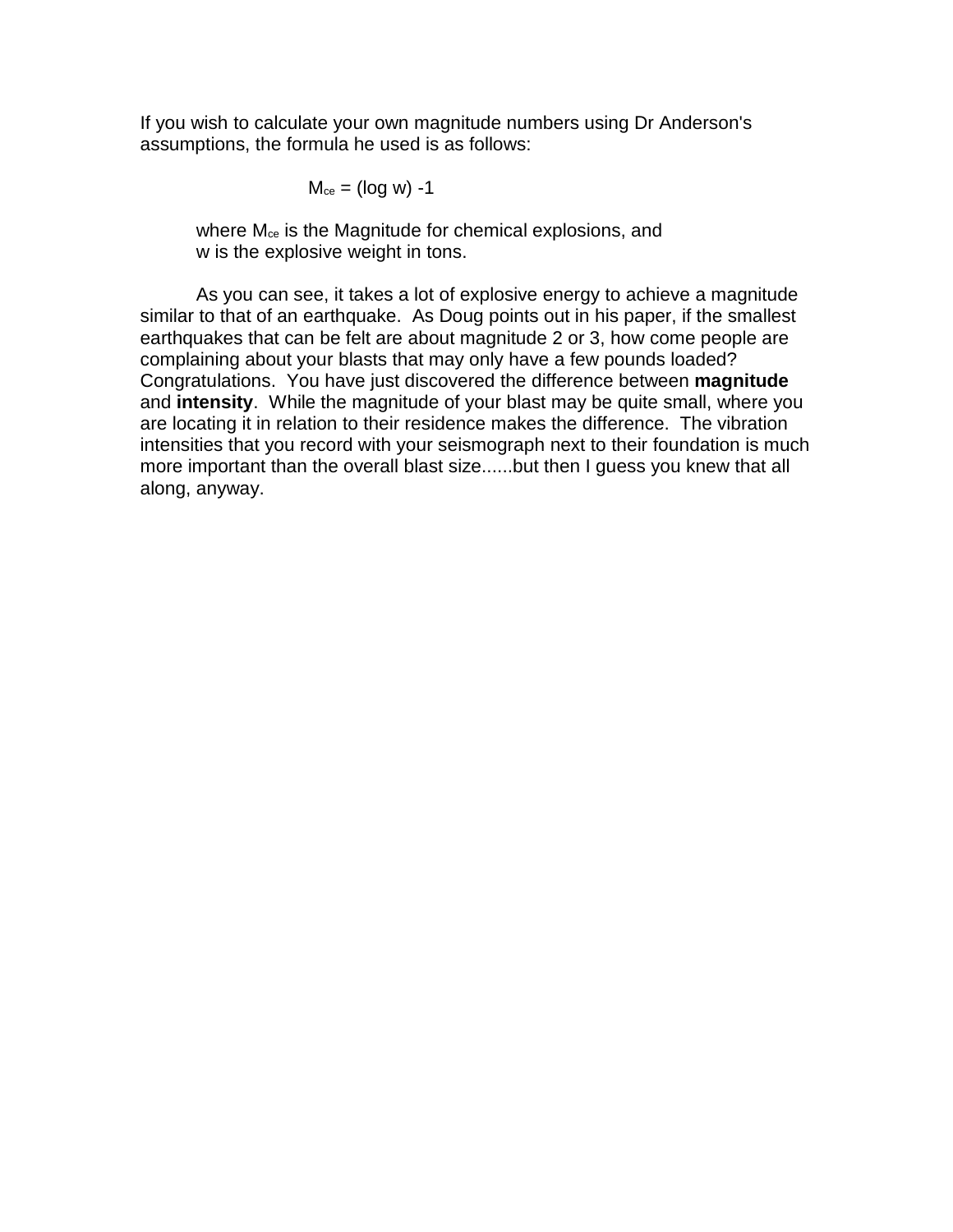If you wish to calculate your own magnitude numbers using Dr Anderson's assumptions, the formula he used is as follows:

$$M_{ce} = (\log w) - 1$$

where $M_{ce}$ is the Magnitude for chemical explosions, and
w is the explosive weight in tons.

As you can see, it takes a lot of explosive energy to achieve a magnitude similar to that of an earthquake. As Doug points out in his paper, if the smallest earthquakes that can be felt are about magnitude 2 or 3, how come people are complaining about your blasts that may only have a few pounds loaded? Congratulations. You have just discovered the difference between **magnitude** and **intensity**. While the magnitude of your blast may be quite small, where you are locating it in relation to their residence makes the difference. The vibration intensities that you record with your seismograph next to their foundation is much more important than the overall blast size......but then I guess you knew that all along, anyway.